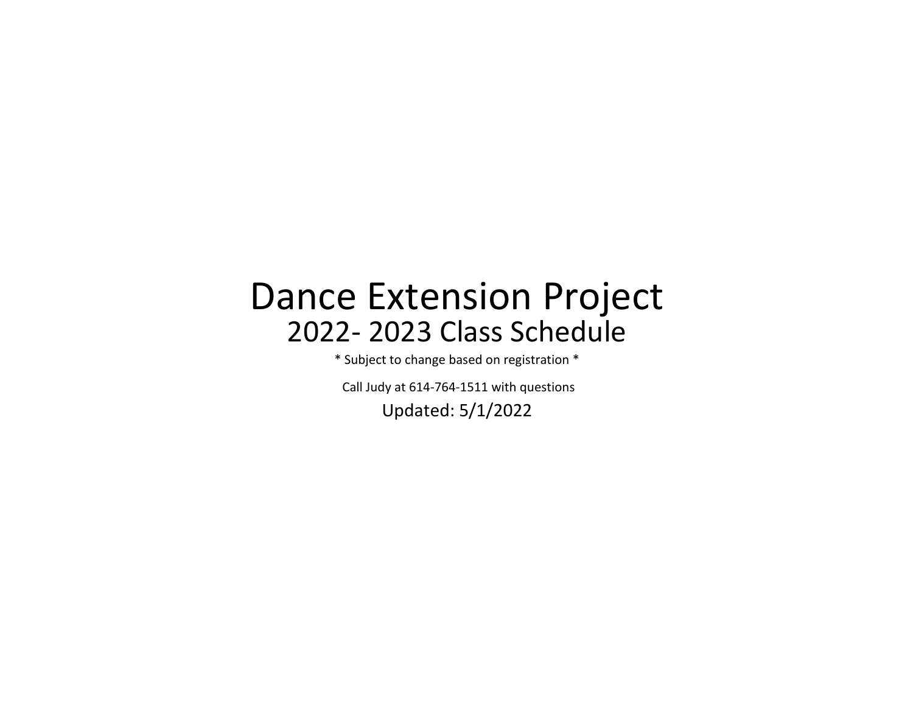# Dance Extension Project

## 2022- 2023 Class Schedule

* Subject to change based on registration *

Call Judy at 614-764-1511 with questions

Updated: 5/1/2022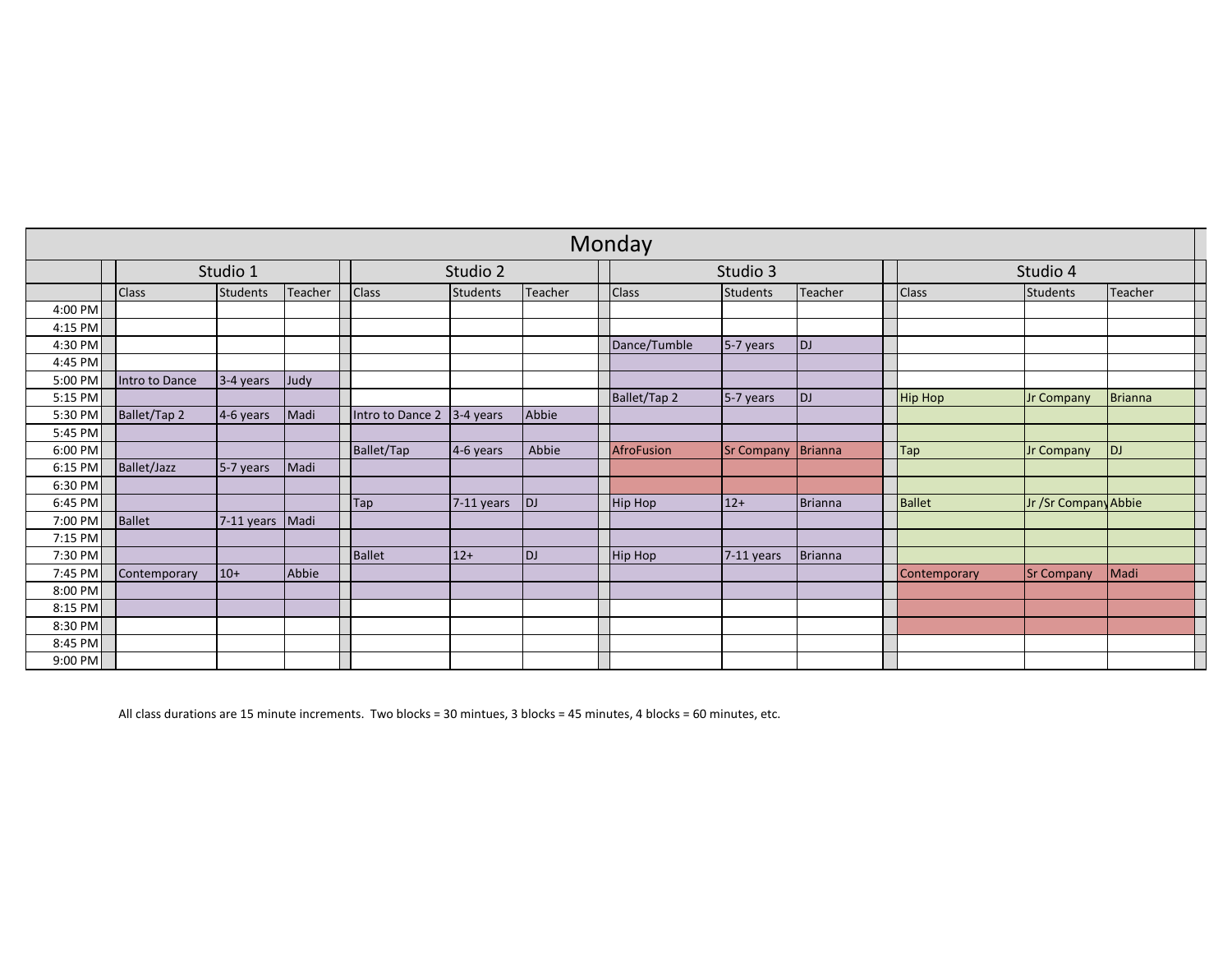# Monday

| | Studio 1 | | | Studio 2 | | | Studio 3 | | | Studio 4 | | |
|---|---|---|---|---|---|---|---|---|---|---|---|---|
| | Class | Students | Teacher | Class | Students | Teacher | Class | Students | Teacher | Class | Students | Teacher |
| 4:00 PM | | | | | | | | | | | | |
| 4:15 PM | | | | | | | | | | | | |
| 4:30 PM | | | | | | | Dance/Tumble | 5-7 years | DJ | | | |
| 4:45 PM | | | | | | | | | | | | |
| 5:00 PM | Intro to Dance | 3-4 years | Judy | | | | | | | | | |
| 5:15 PM | | | | | | | Ballet/Tap 2 | 5-7 years | DJ | Hip Hop | Jr Company | Brianna |
| 5:30 PM | Ballet/Tap 2 | 4-6 years | Madi | Intro to Dance 2 | 3-4 years | Abbie | | | | | | |
| 5:45 PM | | | | | | | | | | | | |
| 6:00 PM | | | | Ballet/Tap | 4-6 years | Abbie | AfroFusion | Sr Company | Brianna | Tap | Jr Company | DJ |
| 6:15 PM | Ballet/Jazz | 5-7 years | Madi | | | | | | | | | |
| 6:30 PM | | | | | | | | | | | | |
| 6:45 PM | | | | Tap | 7-11 years | DJ | Hip Hop | 12+ | Brianna | Ballet | Jr /Sr Company | Abbie |
| 7:00 PM | Ballet | 7-11 years | Madi | | | | | | | | | |
| 7:15 PM | | | | | | | | | | | | |
| 7:30 PM | | | | Ballet | 12+ | DJ | Hip Hop | 7-11 years | Brianna | | | |
| 7:45 PM | Contemporary | 10+ | Abbie | | | | | | | Contemporary | Sr Company | Madi |
| 8:00 PM | | | | | | | | | | | | |
| 8:15 PM | | | | | | | | | | | | |
| 8:30 PM | | | | | | | | | | | | |
| 8:45 PM | | | | | | | | | | | | |
| 9:00 PM | | | | | | | | | | | | |

All class durations are 15 minute increments. Two blocks = 30 mintues, 3 blocks = 45 minutes, 4 blocks = 60 minutes, etc.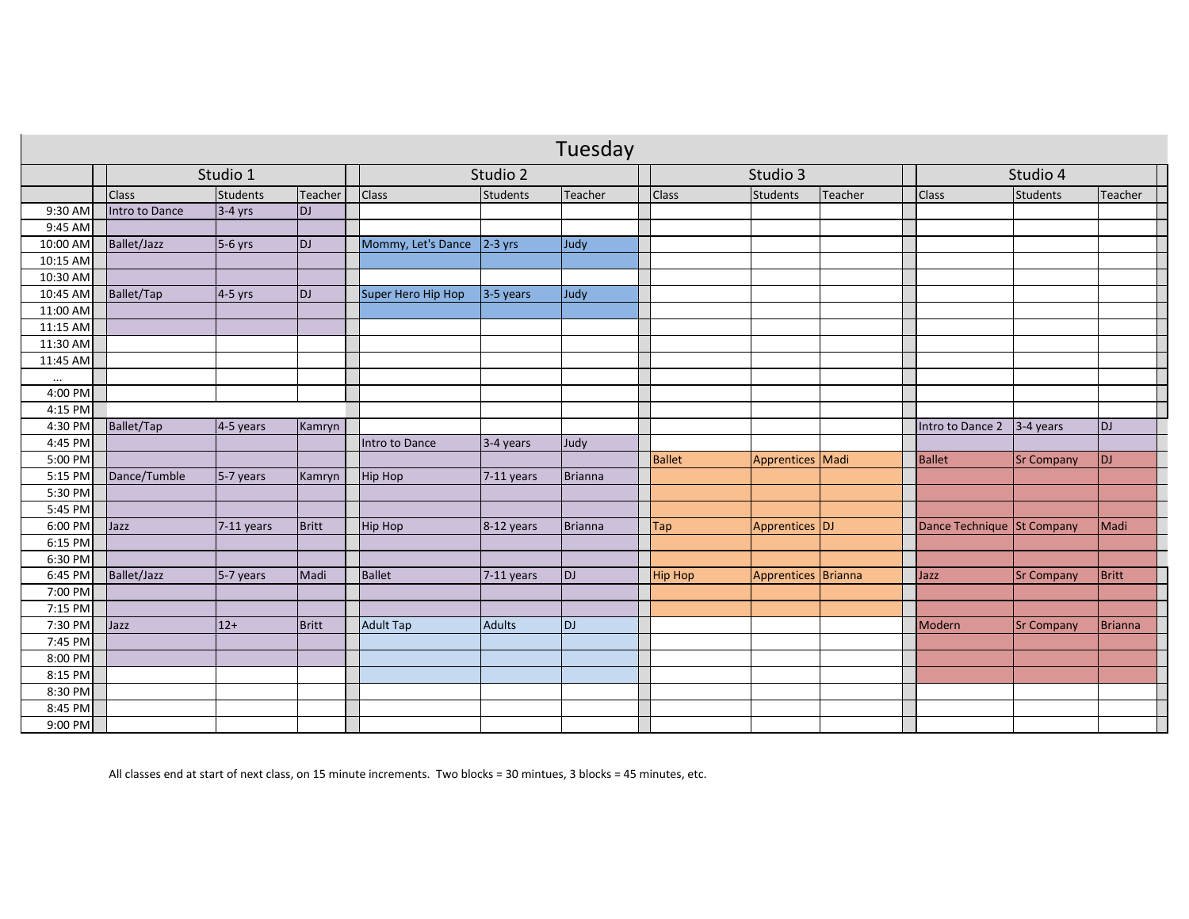# Tuesday

| | Studio 1 | | | Studio 2 | | | Studio 3 | | | Studio 4 | | |
|---|---|---|---|---|---|---|---|---|---|---|---|---|
| | Class | Students | Teacher | Class | Students | Teacher | Class | Students | Teacher | Class | Students | Teacher |
| 9:30 AM | Intro to Dance | 3-4 yrs | DJ | | | | | | | | | |
| 9:45 AM | | | | | | | | | | | | |
| 10:00 AM | Ballet/Jazz | 5-6 yrs | DJ | Mommy, Let's Dance | 2-3 yrs | Judy | | | | | | |
| 10:15 AM | | | | | | | | | | | | |
| 10:30 AM | | | | | | | | | | | | |
| 10:45 AM | Ballet/Tap | 4-5 yrs | DJ | Super Hero Hip Hop | 3-5 years | Judy | | | | | | |
| 11:00 AM | | | | | | | | | | | | |
| 11:15 AM | | | | | | | | | | | | |
| 11:30 AM | | | | | | | | | | | | |
| 11:45 AM | | | | | | | | | | | | |
| ... | | | | | | | | | | | | |
| 4:00 PM | | | | | | | | | | | | |
| 4:15 PM | | | | | | | | | | | | |
| 4:30 PM | Ballet/Tap | 4-5 years | Kamryn | | | | | | | Intro to Dance 2 | 3-4 years | DJ |
| 4:45 PM | | | | Intro to Dance | 3-4 years | Judy | | | | | | |
| 5:00 PM | | | | | | | Ballet | Apprentices | Madi | Ballet | Sr Company | DJ |
| 5:15 PM | Dance/Tumble | 5-7 years | Kamryn | Hip Hop | 7-11 years | Brianna | | | | | | |
| 5:30 PM | | | | | | | | | | | | |
| 5:45 PM | | | | | | | | | | | | |
| 6:00 PM | Jazz | 7-11 years | Britt | Hip Hop | 8-12 years | Brianna | Tap | Apprentices | DJ | Dance Technique | St Company | Madi |
| 6:15 PM | | | | | | | | | | | | |
| 6:30 PM | | | | | | | | | | | | |
| 6:45 PM | Ballet/Jazz | 5-7 years | Madi | Ballet | 7-11 years | DJ | Hip Hop | Apprentices | Brianna | Jazz | Sr Company | Britt |
| 7:00 PM | | | | | | | | | | | | |
| 7:15 PM | | | | | | | | | | | | |
| 7:30 PM | Jazz | 12+ | Britt | Adult Tap | Adults | DJ | | | | Modern | Sr Company | Brianna |
| 7:45 PM | | | | | | | | | | | | |
| 8:00 PM | | | | | | | | | | | | |
| 8:15 PM | | | | | | | | | | | | |
| 8:30 PM | | | | | | | | | | | | |
| 8:45 PM | | | | | | | | | | | | |
| 9:00 PM | | | | | | | | | | | | |

All classes end at start of next class, on 15 minute increments. Two blocks = 30 mintues, 3 blocks = 45 minutes, etc.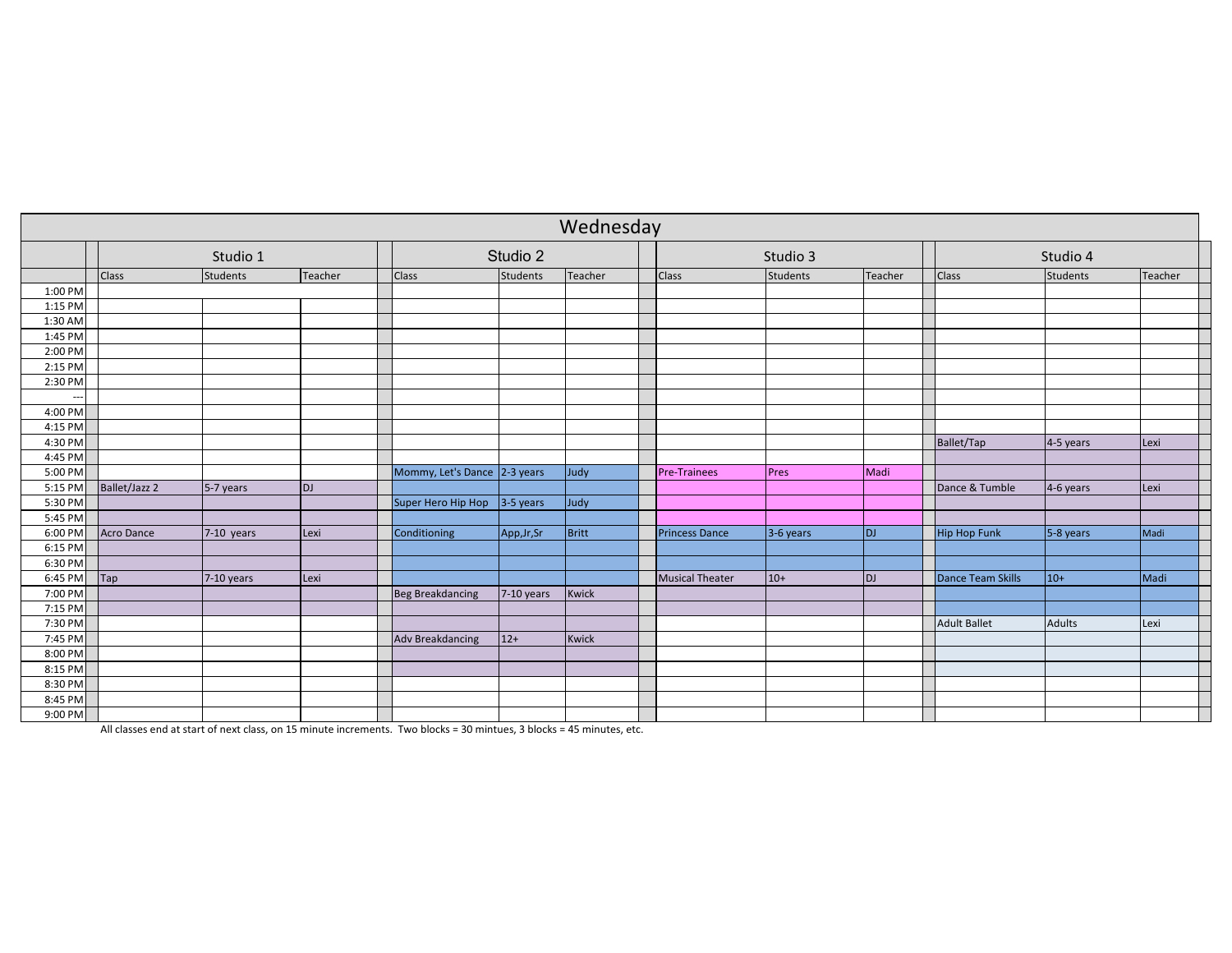# Wednesday

| | Studio 1 | | | Studio 2 | | | Studio 3 | | | Studio 4 | | |
|---|---|---|---|---|---|---|---|---|---|---|---|---|
| | Class | Students | Teacher | Class | Students | Teacher | Class | Students | Teacher | Class | Students | Teacher |
| 1:00 PM | | | | | | | | | | | | |
| 1:15 PM | | | | | | | | | | | | |
| 1:30 AM | | | | | | | | | | | | |
| 1:45 PM | | | | | | | | | | | | |
| 2:00 PM | | | | | | | | | | | | |
| 2:15 PM | | | | | | | | | | | | |
| 2:30 PM | | | | | | | | | | | | |
| --- | | | | | | | | | | | | |
| 4:00 PM | | | | | | | | | | | | |
| 4:15 PM | | | | | | | | | | | | |
| 4:30 PM | | | | | | | | | | Ballet/Tap | 4-5 years | Lexi |
| 4:45 PM | | | | | | | | | | | | |
| 5:00 PM | | | | Mommy, Let's Dance | 2-3 years | Judy | Pre-Trainees | Pres | Madi | | | |
| 5:15 PM | Ballet/Jazz 2 | 5-7 years | DJ | | | | | | | Dance & Tumble | 4-6 years | Lexi |
| 5:30 PM | | | | Super Hero Hip Hop | 3-5 years | Judy | | | | | | |
| 5:45 PM | | | | | | | | | | | | |
| 6:00 PM | Acro Dance | 7-10 years | Lexi | Conditioning | App,Jr,Sr | Britt | Princess Dance | 3-6 years | DJ | Hip Hop Funk | 5-8 years | Madi |
| 6:15 PM | | | | | | | | | | | | |
| 6:30 PM | | | | | | | | | | | | |
| 6:45 PM | Tap | 7-10 years | Lexi | | | | Musical Theater | 10+ | DJ | Dance Team Skills | 10+ | Madi |
| 7:00 PM | | | | Beg Breakdancing | 7-10 years | Kwick | | | | | | |
| 7:15 PM | | | | | | | | | | | | |
| 7:30 PM | | | | | | | | | | Adult Ballet | Adults | Lexi |
| 7:45 PM | | | | Adv Breakdancing | 12+ | Kwick | | | | | | |
| 8:00 PM | | | | | | | | | | | | |
| 8:15 PM | | | | | | | | | | | | |
| 8:30 PM | | | | | | | | | | | | |
| 8:45 PM | | | | | | | | | | | | |
| 9:00 PM | | | | | | | | | | | | |

All classes end at start of next class, on 15 minute increments. Two blocks = 30 mintues, 3 blocks = 45 minutes, etc.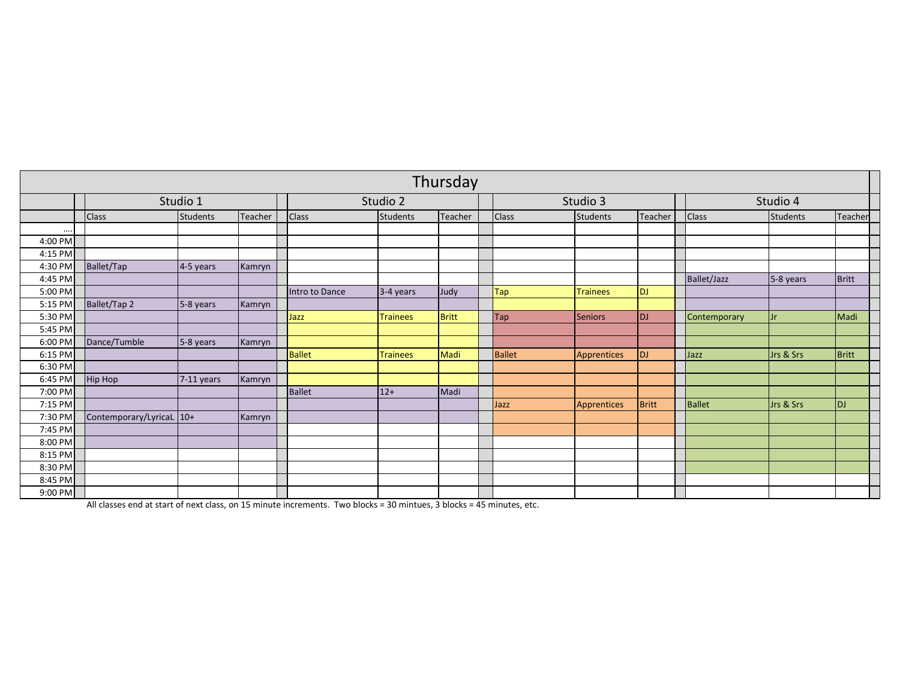# Thursday

| | Studio 1 | | | Studio 2 | | | Studio 3 | | | Studio 4 | | |
|---|---|---|---|---|---|---|---|---|---|---|---|---|
| | Class | Students | Teacher | Class | Students | Teacher | Class | Students | Teacher | Class | Students | Teacher |
| .... | | | | | | | | | | | | |
| 4:00 PM | | | | | | | | | | | | |
| 4:15 PM | | | | | | | | | | | | |
| 4:30 PM | Ballet/Tap | 4-5 years | Kamryn | | | | | | | | | |
| 4:45 PM | | | | | | | | | | Ballet/Jazz | 5-8 years | Britt |
| 5:00 PM | | | | Intro to Dance | 3-4 years | Judy | Tap | Trainees | DJ | | | |
| 5:15 PM | Ballet/Tap 2 | 5-8 years | Kamryn | | | | | | | | | |
| 5:30 PM | | | | Jazz | Trainees | Britt | Tap | Seniors | DJ | Contemporary | Jr | Madi |
| 5:45 PM | | | | | | | | | | | | |
| 6:00 PM | Dance/Tumble | 5-8 years | Kamryn | | | | | | | | | |
| 6:15 PM | | | | Ballet | Trainees | Madi | Ballet | Apprentices | DJ | Jazz | Jrs & Srs | Britt |
| 6:30 PM | | | | | | | | | | | | |
| 6:45 PM | Hip Hop | 7-11 years | Kamryn | | | | | | | | | |
| 7:00 PM | | | | Ballet | 12+ | Madi | | | | | | |
| 7:15 PM | | | | | | | Jazz | Apprentices | Britt | Ballet | Jrs & Srs | DJ |
| 7:30 PM | Contemporary/LyricaL | 10+ | Kamryn | | | | | | | | | |
| 7:45 PM | | | | | | | | | | | | |
| 8:00 PM | | | | | | | | | | | | |
| 8:15 PM | | | | | | | | | | | | |
| 8:30 PM | | | | | | | | | | | | |
| 8:45 PM | | | | | | | | | | | | |
| 9:00 PM | | | | | | | | | | | | |

All classes end at start of next class, on 15 minute increments. Two blocks = 30 mintues, 3 blocks = 45 minutes, etc.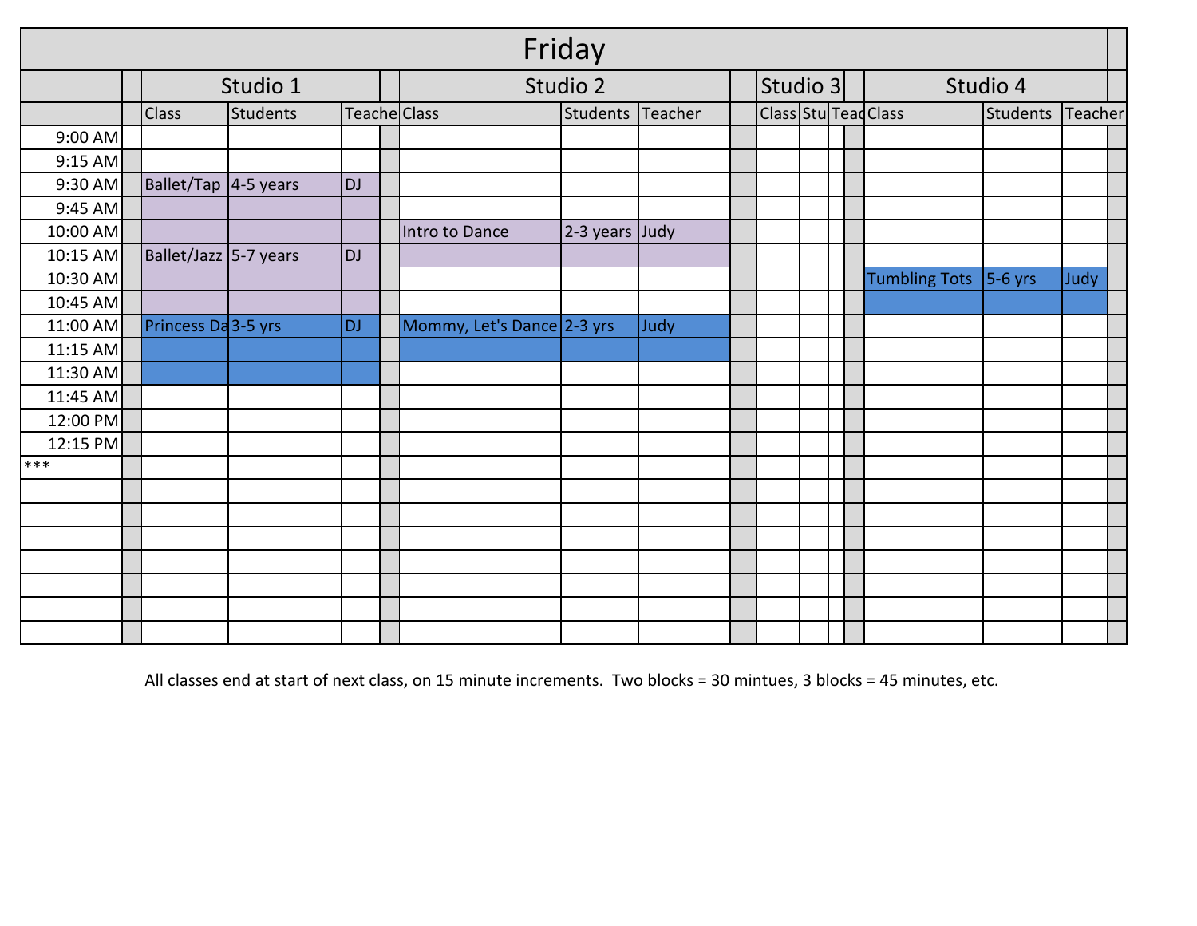# Friday

| | Studio 1 | | | Studio 2 | | | Studio 3 | | | Studio 4 | | |
|---|---|---|---|---|---|---|---|---|---|---|---|---|
| | Class | Students | Teache | Class | Students | Teacher | Class | Stu | Teac | Class | Students | Teacher |
| 9:00 AM | | | | | | | | | | | | |
| 9:15 AM | | | | | | | | | | | | |
| 9:30 AM | Ballet/Tap | 4-5 years | DJ | | | | | | | | | |
| 9:45 AM | | | | | | | | | | | | |
| 10:00 AM | | | | Intro to Dance | 2-3 years | Judy | | | | | | |
| 10:15 AM | Ballet/Jazz | 5-7 years | DJ | | | | | | | | | |
| 10:30 AM | | | | | | | | | | Tumbling Tots | 5-6 yrs | Judy |
| 10:45 AM | | | | | | | | | | | | |
| 11:00 AM | Princess Da | 3-5 yrs | DJ | Mommy, Let's Dance | 2-3 yrs | Judy | | | | | | |
| 11:15 AM | | | | | | | | | | | | |
| 11:30 AM | | | | | | | | | | | | |
| 11:45 AM | | | | | | | | | | | | |
| 12:00 PM | | | | | | | | | | | | |
| 12:15 PM | | | | | | | | | | | | |
| *** | | | | | | | | | | | | |

All classes end at start of next class, on 15 minute increments. Two blocks = 30 mintues, 3 blocks = 45 minutes, etc.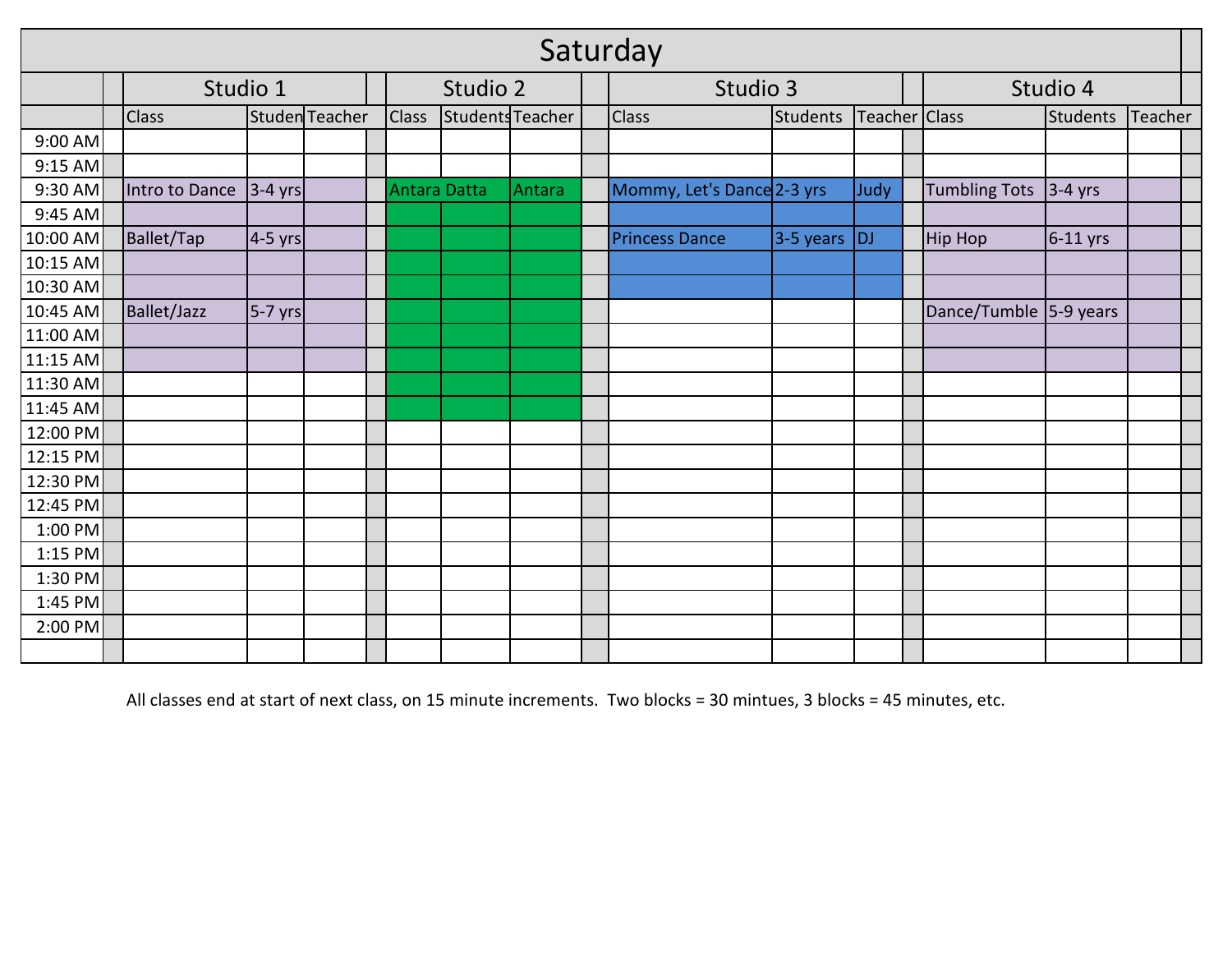# Saturday

| | Studio 1 | | | Studio 2 | | | Studio 3 | | | Studio 4 | | |
|---|---|---|---|---|---|---|---|---|---|---|---|---|
| | Class | Studen | Teacher | Class | Students | Teacher | Class | Students | Teacher | Class | Students | Teacher |
| 9:00 AM | | | | | | | | | | | | |
| 9:15 AM | | | | | | | | | | | | |
| 9:30 AM | Intro to Dance | 3-4 yrs | | Antara Datta | | Antara | Mommy, Let's Dance | 2-3 yrs | Judy | Tumbling Tots | 3-4 yrs | |
| 9:45 AM | | | | | | | | | | | | |
| 10:00 AM | Ballet/Tap | 4-5 yrs | | | | | Princess Dance | 3-5 years | DJ | Hip Hop | 6-11 yrs | |
| 10:15 AM | | | | | | | | | | | | |
| 10:30 AM | | | | | | | | | | | | |
| 10:45 AM | Ballet/Jazz | 5-7 yrs | | | | | | | | Dance/Tumble | 5-9 years | |
| 11:00 AM | | | | | | | | | | | | |
| 11:15 AM | | | | | | | | | | | | |
| 11:30 AM | | | | | | | | | | | | |
| 11:45 AM | | | | | | | | | | | | |
| 12:00 PM | | | | | | | | | | | | |
| 12:15 PM | | | | | | | | | | | | |
| 12:30 PM | | | | | | | | | | | | |
| 12:45 PM | | | | | | | | | | | | |
| 1:00 PM | | | | | | | | | | | | |
| 1:15 PM | | | | | | | | | | | | |
| 1:30 PM | | | | | | | | | | | | |
| 1:45 PM | | | | | | | | | | | | |
| 2:00 PM | | | | | | | | | | | | |
| | | | | | | | | | | | | |

All classes end at start of next class, on 15 minute increments. Two blocks = 30 mintues, 3 blocks = 45 minutes, etc.